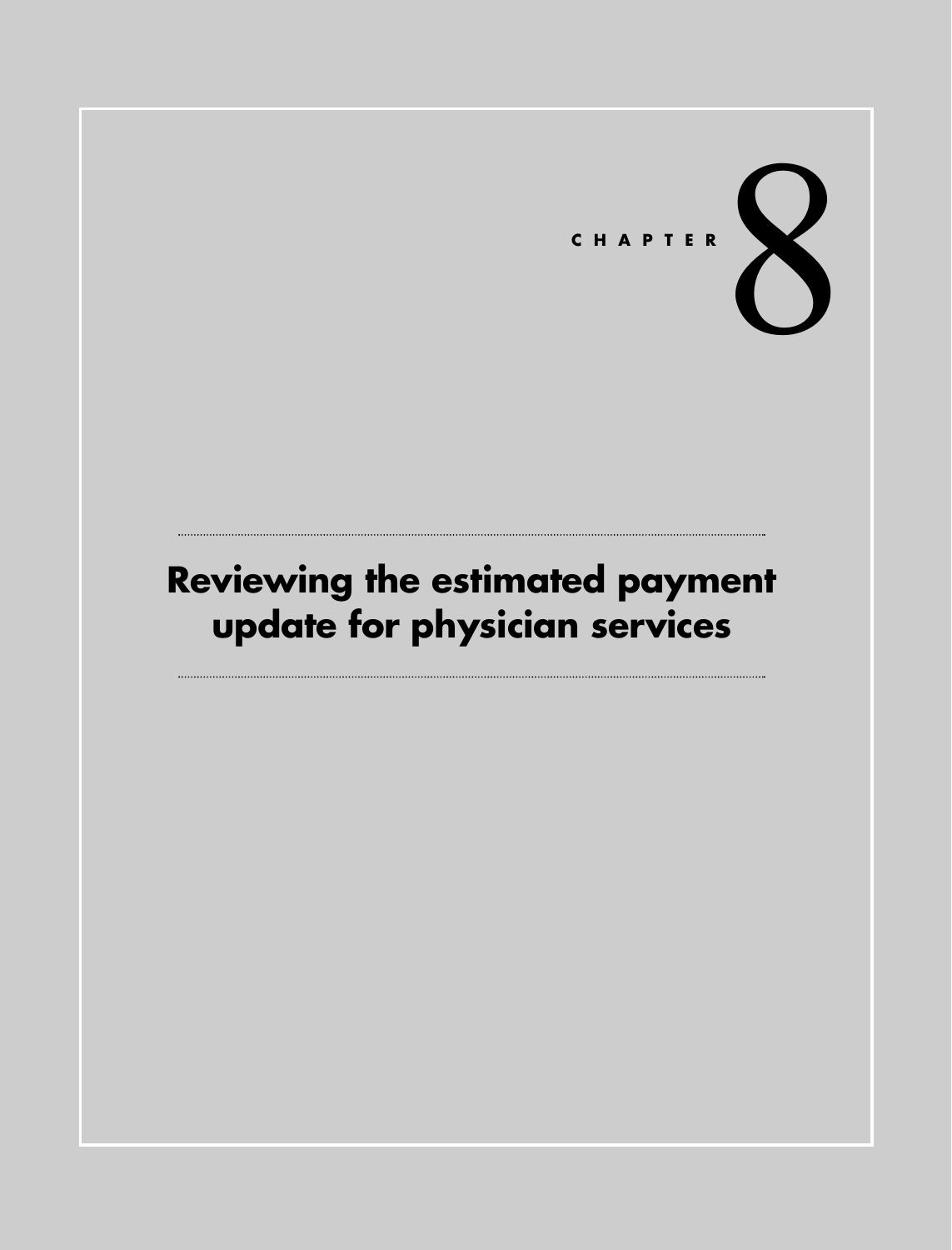CHAPTER 8

# Reviewing the estimated payment update for physician services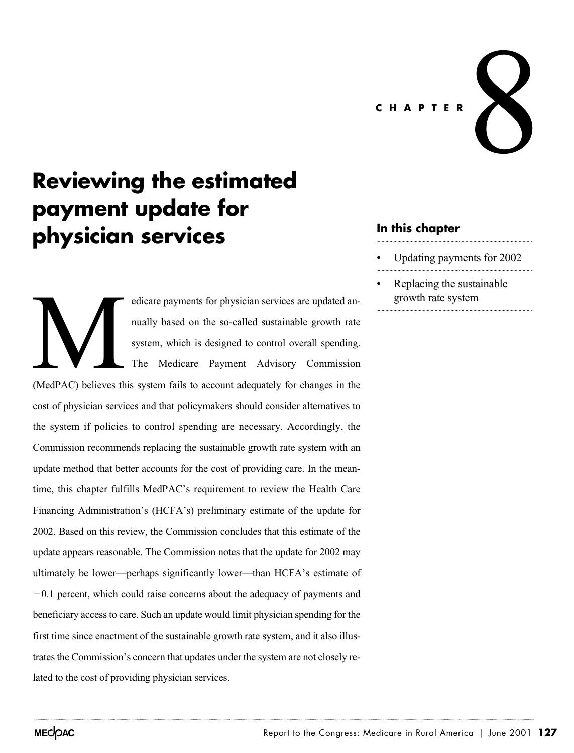CHAPTER 8

# Reviewing the estimated payment update for physician services

## In this chapter

- Updating payments for 2002
- Replacing the sustainable growth rate system

Medicare payments for physician services are updated annually based on the so-called sustainable growth rate system, which is designed to control overall spending. The Medicare Payment Advisory Commission (MedPAC) believes this system fails to account adequately for changes in the cost of physician services and that policymakers should consider alternatives to the system if policies to control spending are necessary. Accordingly, the Commission recommends replacing the sustainable growth rate system with an update method that better accounts for the cost of providing care. In the meantime, this chapter fulfills MedPAC's requirement to review the Health Care Financing Administration's (HCFA's) preliminary estimate of the update for 2002. Based on this review, the Commission concludes that this estimate of the update appears reasonable. The Commission notes that the update for 2002 may ultimately be lower—perhaps significantly lower—than HCFA's estimate of −0.1 percent, which could raise concerns about the adequacy of payments and beneficiary access to care. Such an update would limit physician spending for the first time since enactment of the sustainable growth rate system, and it also illustrates the Commission's concern that updates under the system are not closely related to the cost of providing physician services.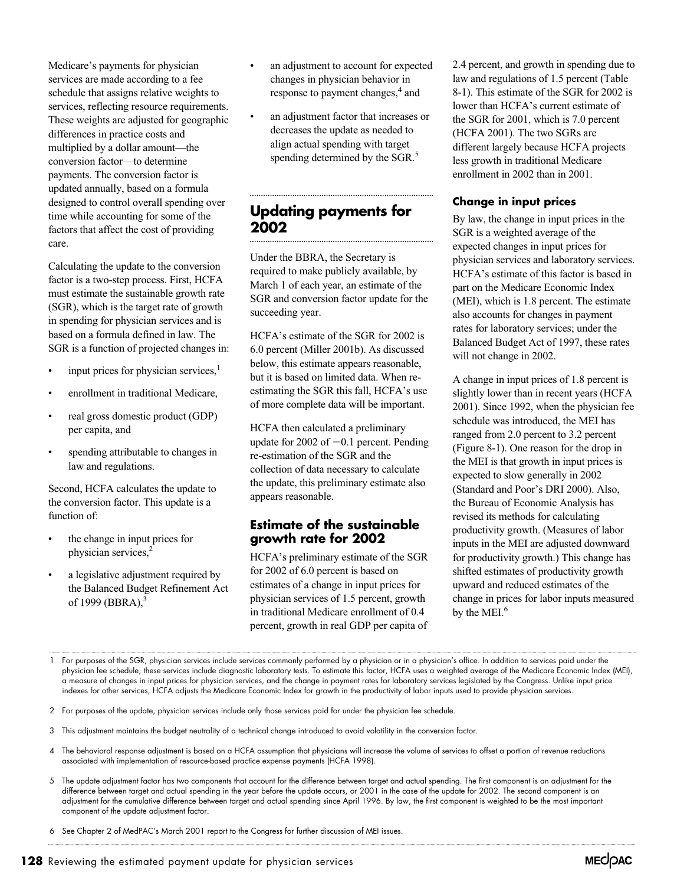Medicare's payments for physician services are made according to a fee schedule that assigns relative weights to services, reflecting resource requirements. These weights are adjusted for geographic differences in practice costs and multiplied by a dollar amount—the conversion factor—to determine payments. The conversion factor is updated annually, based on a formula designed to control overall spending over time while accounting for some of the factors that affect the cost of providing care.

Calculating the update to the conversion factor is a two-step process. First, HCFA must estimate the sustainable growth rate (SGR), which is the target rate of growth in spending for physician services and is based on a formula defined in law. The SGR is a function of projected changes in:

- input prices for physician services,[1]
- enrollment in traditional Medicare,
- real gross domestic product (GDP) per capita, and
- spending attributable to changes in law and regulations.

Second, HCFA calculates the update to the conversion factor. This update is a function of:

- the change in input prices for physician services,[2]
- a legislative adjustment required by the Balanced Budget Refinement Act of 1999 (BBRA),[3]
- an adjustment to account for expected changes in physician behavior in response to payment changes,[4] and
- an adjustment factor that increases or decreases the update as needed to align actual spending with target spending determined by the SGR.[5]

## Updating payments for 2002

Under the BBRA, the Secretary is required to make publicly available, by March 1 of each year, an estimate of the SGR and conversion factor update for the succeeding year.

HCFA's estimate of the SGR for 2002 is 6.0 percent (Miller 2001b). As discussed below, this estimate appears reasonable, but it is based on limited data. When re-estimating the SGR this fall, HCFA's use of more complete data will be important.

HCFA then calculated a preliminary update for 2002 of −0.1 percent. Pending re-estimation of the SGR and the collection of data necessary to calculate the update, this preliminary estimate also appears reasonable.

### Estimate of the sustainable growth rate for 2002

HCFA's preliminary estimate of the SGR for 2002 of 6.0 percent is based on estimates of a change in input prices for physician services of 1.5 percent, growth in traditional Medicare enrollment of 0.4 percent, growth in real GDP per capita of 2.4 percent, and growth in spending due to law and regulations of 1.5 percent (Table 8-1). This estimate of the SGR for 2002 is lower than HCFA's current estimate of the SGR for 2001, which is 7.0 percent (HCFA 2001). The two SGRs are different largely because HCFA projects less growth in traditional Medicare enrollment in 2002 than in 2001.

### Change in input prices

By law, the change in input prices in the SGR is a weighted average of the expected changes in input prices for physician services and laboratory services. HCFA's estimate of this factor is based in part on the Medicare Economic Index (MEI), which is 1.8 percent. The estimate also accounts for changes in payment rates for laboratory services; under the Balanced Budget Act of 1997, these rates will not change in 2002.

A change in input prices of 1.8 percent is slightly lower than in recent years (HCFA 2001). Since 1992, when the physician fee schedule was introduced, the MEI has ranged from 2.0 percent to 3.2 percent (Figure 8-1). One reason for the drop in the MEI is that growth in input prices is expected to slow generally in 2002 (Standard and Poor's DRI 2000). Also, the Bureau of Economic Analysis has revised its methods for calculating productivity growth. (Measures of labor inputs in the MEI are adjusted downward for productivity growth.) This change has shifted estimates of productivity growth upward and reduced estimates of the change in prices for labor inputs measured by the MEI.[6]

---

1 For purposes of the SGR, physician services include services commonly performed by a physician or in a physician's office. In addition to services paid under the physician fee schedule, these services include diagnostic laboratory tests. To estimate this factor, HCFA uses a weighted average of the Medicare Economic Index (MEI), a measure of changes in input prices for physician services, and the change in payment rates for laboratory services legislated by the Congress. Unlike input price indexes for other services, HCFA adjusts the Medicare Economic Index for growth in the productivity of labor inputs used to provide physician services.

2 For purposes of the update, physician services include only those services paid for under the physician fee schedule.

3 This adjustment maintains the budget neutrality of a technical change introduced to avoid volatility in the conversion factor.

4 The behavioral response adjustment is based on a HCFA assumption that physicians will increase the volume of services to offset a portion of revenue reductions associated with implementation of resource-based practice expense payments (HCFA 1998).

5 The update adjustment factor has two components that account for the difference between target and actual spending. The first component is an adjustment for the difference between target and actual spending in the year before the update occurs, or 2001 in the case of the update for 2002. The second component is an adjustment for the cumulative difference between target and actual spending since April 1996. By law, the first component is weighted to be the most important component of the update adjustment factor.

6 See Chapter 2 of MedPAC's March 2001 report to the Congress for further discussion of MEI issues.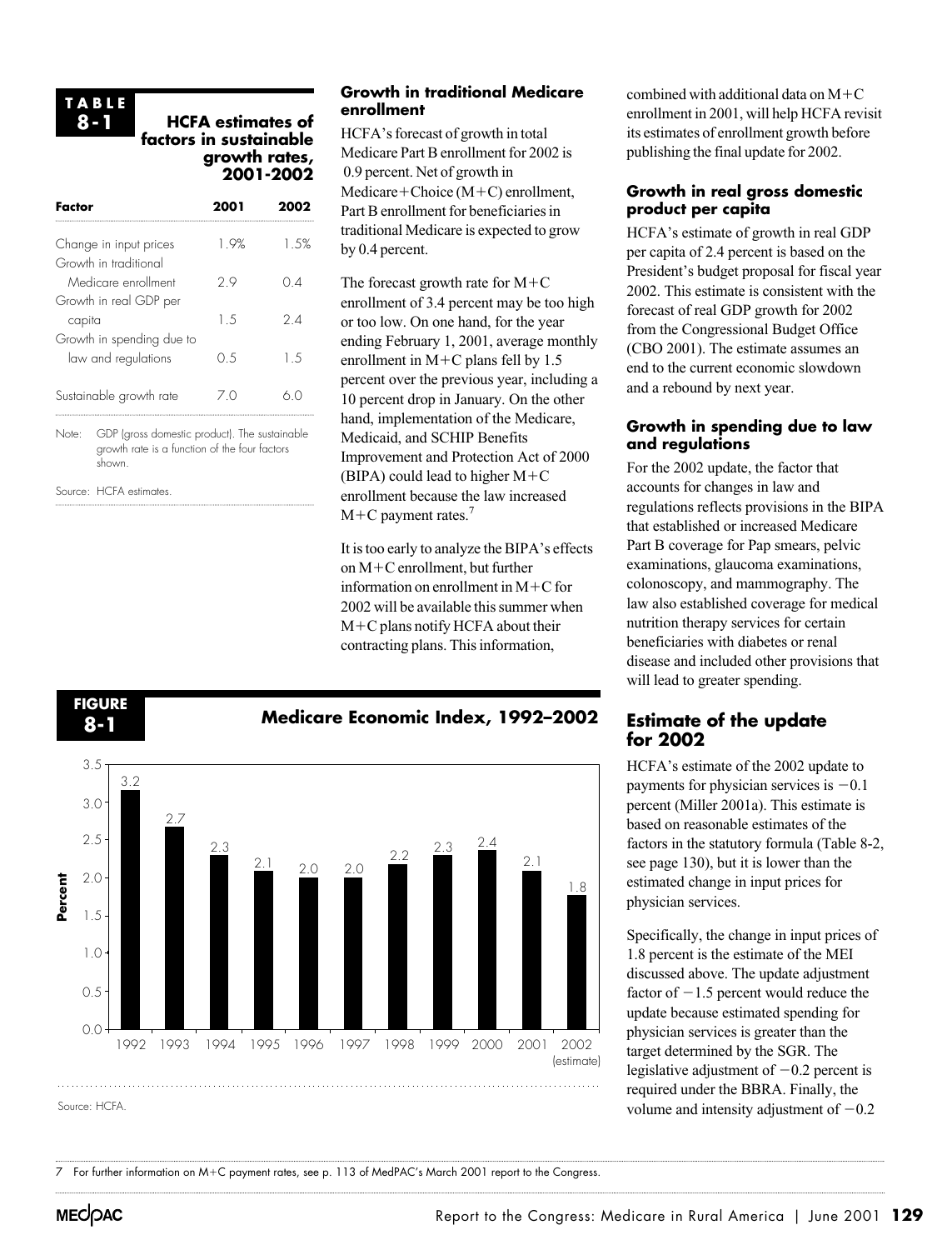**TABLE 8-1 HCFA estimates of factors in sustainable growth rates, 2001-2002**

| Factor | 2001 | 2002 |
|---|---|---|
| Change in input prices | 1.9% | 1.5% |
| Growth in traditional Medicare enrollment | 2.9 | 0.4 |
| Growth in real GDP per capita | 1.5 | 2.4 |
| Growth in spending due to law and regulations | 0.5 | 1.5 |
| Sustainable growth rate | 7.0 | 6.0 |

Note: GDP (gross domestic product). The sustainable growth rate is a function of the four factors shown.

Source: HCFA estimates.

### Growth in traditional Medicare enrollment

HCFA's forecast of growth in total Medicare Part B enrollment for 2002 is 0.9 percent. Net of growth in Medicare+Choice (M+C) enrollment, Part B enrollment for beneficiaries in traditional Medicare is expected to grow by 0.4 percent.

The forecast growth rate for M+C enrollment of 3.4 percent may be too high or too low. On one hand, for the year ending February 1, 2001, average monthly enrollment in M+C plans fell by 1.5 percent over the previous year, including a 10 percent drop in January. On the other hand, implementation of the Medicare, Medicaid, and SCHIP Benefits Improvement and Protection Act of 2000 (BIPA) could lead to higher M+C enrollment because the law increased M+C payment rates.[7]

It is too early to analyze the BIPA's effects on M+C enrollment, but further information on enrollment in M+C for 2002 will be available this summer when M+C plans notify HCFA about their contracting plans. This information, combined with additional data on M+C enrollment in 2001, will help HCFA revisit its estimates of enrollment growth before publishing the final update for 2002.

### Growth in real gross domestic product per capita

HCFA's estimate of growth in real GDP per capita of 2.4 percent is based on the President's budget proposal for fiscal year 2002. This estimate is consistent with the forecast of real GDP growth for 2002 from the Congressional Budget Office (CBO 2001). The estimate assumes an end to the current economic slowdown and a rebound by next year.

### Growth in spending due to law and regulations

For the 2002 update, the factor that accounts for changes in law and regulations reflects provisions in the BIPA that established or increased Medicare Part B coverage for Pap smears, pelvic examinations, glaucoma examinations, colonoscopy, and mammography. The law also established coverage for medical nutrition therapy services for certain beneficiaries with diabetes or renal disease and included other provisions that will lead to greater spending.

**FIGURE 8-1 Medicare Economic Index, 1992–2002**

| Year | Percent |
|---|---|
| 1992 | 3.2 |
| 1993 | 2.7 |
| 1994 | 2.3 |
| 1995 | 2.1 |
| 1996 | 2.0 |
| 1997 | 2.0 |
| 1998 | 2.2 |
| 1999 | 2.3 |
| 2000 | 2.4 |
| 2001 | 2.1 |
| 2002 (estimate) | 1.8 |

Source: HCFA.

## Estimate of the update for 2002

HCFA's estimate of the 2002 update to payments for physician services is −0.1 percent (Miller 2001a). This estimate is based on reasonable estimates of the factors in the statutory formula (Table 8-2, see page 130), but it is lower than the estimated change in input prices for physician services.

Specifically, the change in input prices of 1.8 percent is the estimate of the MEI discussed above. The update adjustment factor of −1.5 percent would reduce the update because estimated spending for physician services is greater than the target determined by the SGR. The legislative adjustment of −0.2 percent is required under the BBRA. Finally, the volume and intensity adjustment of −0.2

7 For further information on M+C payment rates, see p. 113 of MedPAC's March 2001 report to the Congress.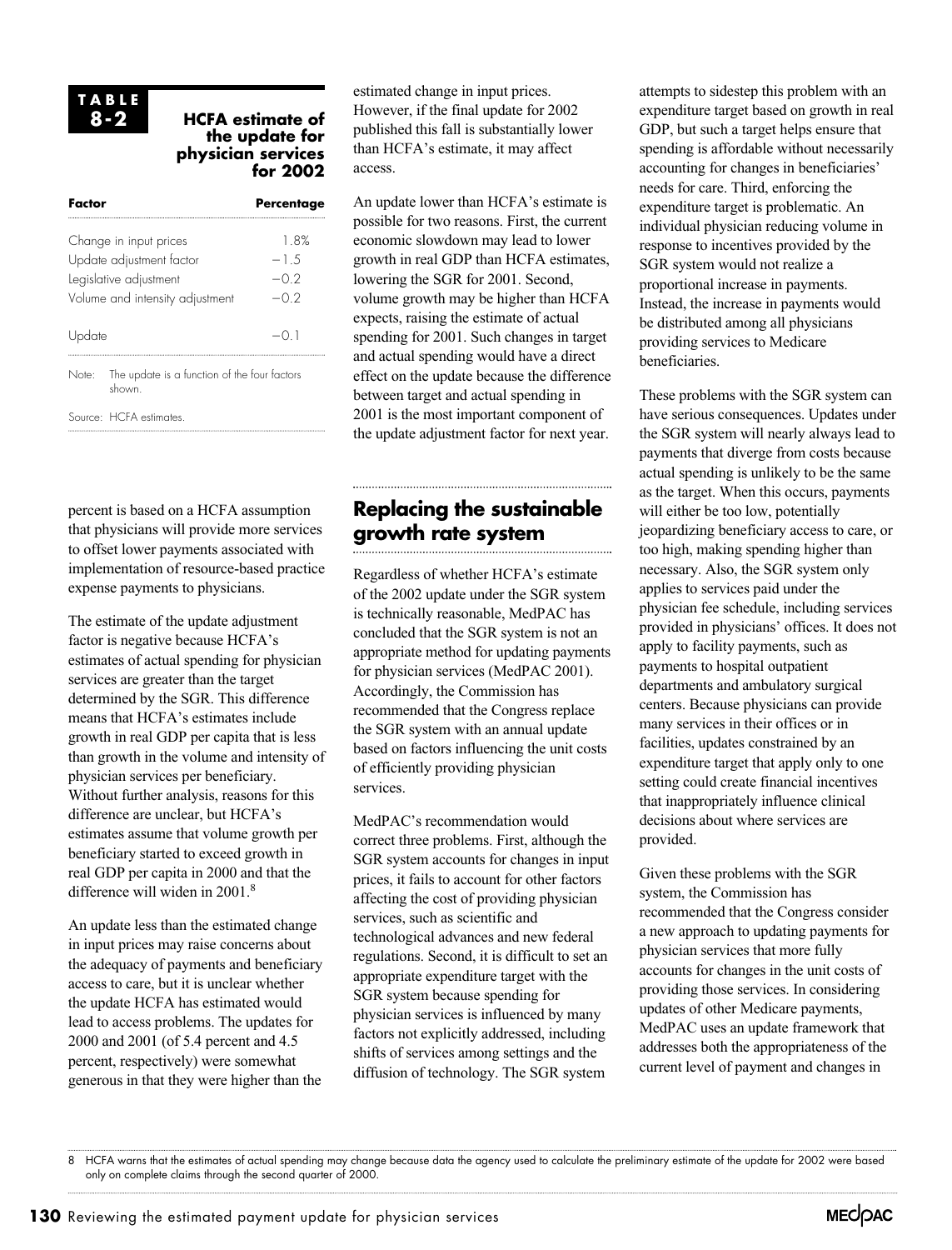**TABLE 8-2 HCFA estimate of the update for physician services for 2002**

| Factor | Percentage |
|---|---|
| Change in input prices | 1.8% |
| Update adjustment factor | −1.5 |
| Legislative adjustment | −0.2 |
| Volume and intensity adjustment | −0.2 |
| Update | −0.1 |

Note: The update is a function of the four factors shown.

Source: HCFA estimates.

percent is based on a HCFA assumption that physicians will provide more services to offset lower payments associated with implementation of resource-based practice expense payments to physicians.

The estimate of the update adjustment factor is negative because HCFA's estimates of actual spending for physician services are greater than the target determined by the SGR. This difference means that HCFA's estimates include growth in real GDP per capita that is less than growth in the volume and intensity of physician services per beneficiary. Without further analysis, reasons for this difference are unclear, but HCFA's estimates assume that volume growth per beneficiary started to exceed growth in real GDP per capita in 2000 and that the difference will widen in 2001.[8]

An update less than the estimated change in input prices may raise concerns about the adequacy of payments and beneficiary access to care, but it is unclear whether the update HCFA has estimated would lead to access problems. The updates for 2000 and 2001 (of 5.4 percent and 4.5 percent, respectively) were somewhat generous in that they were higher than the estimated change in input prices. However, if the final update for 2002 published this fall is substantially lower than HCFA's estimate, it may affect access.

An update lower than HCFA's estimate is possible for two reasons. First, the current economic slowdown may lead to lower growth in real GDP than HCFA estimates, lowering the SGR for 2001. Second, volume growth may be higher than HCFA expects, raising the estimate of actual spending for 2001. Such changes in target and actual spending would have a direct effect on the update because the difference between target and actual spending in 2001 is the most important component of the update adjustment factor for next year.

## Replacing the sustainable growth rate system

Regardless of whether HCFA's estimate of the 2002 update under the SGR system is technically reasonable, MedPAC has concluded that the SGR system is not an appropriate method for updating payments for physician services (MedPAC 2001). Accordingly, the Commission has recommended that the Congress replace the SGR system with an annual update based on factors influencing the unit costs of efficiently providing physician services.

MedPAC's recommendation would correct three problems. First, although the SGR system accounts for changes in input prices, it fails to account for other factors affecting the cost of providing physician services, such as scientific and technological advances and new federal regulations. Second, it is difficult to set an appropriate expenditure target with the SGR system because spending for physician services is influenced by many factors not explicitly addressed, including shifts of services among settings and the diffusion of technology. The SGR system attempts to sidestep this problem with an expenditure target based on growth in real GDP, but such a target helps ensure that spending is affordable without necessarily accounting for changes in beneficiaries' needs for care. Third, enforcing the expenditure target is problematic. An individual physician reducing volume in response to incentives provided by the SGR system would not realize a proportional increase in payments. Instead, the increase in payments would be distributed among all physicians providing services to Medicare beneficiaries.

These problems with the SGR system can have serious consequences. Updates under the SGR system will nearly always lead to payments that diverge from costs because actual spending is unlikely to be the same as the target. When this occurs, payments will either be too low, potentially jeopardizing beneficiary access to care, or too high, making spending higher than necessary. Also, the SGR system only applies to services paid under the physician fee schedule, including services provided in physicians' offices. It does not apply to facility payments, such as payments to hospital outpatient departments and ambulatory surgical centers. Because physicians can provide many services in their offices or in facilities, updates constrained by an expenditure target that apply only to one setting could create financial incentives that inappropriately influence clinical decisions about where services are provided.

Given these problems with the SGR system, the Commission has recommended that the Congress consider a new approach to updating payments for physician services that more fully accounts for changes in the unit costs of providing those services. In considering updates of other Medicare payments, MedPAC uses an update framework that addresses both the appropriateness of the current level of payment and changes in

8 HCFA warns that the estimates of actual spending may change because data the agency used to calculate the preliminary estimate of the update for 2002 were based only on complete claims through the second quarter of 2000.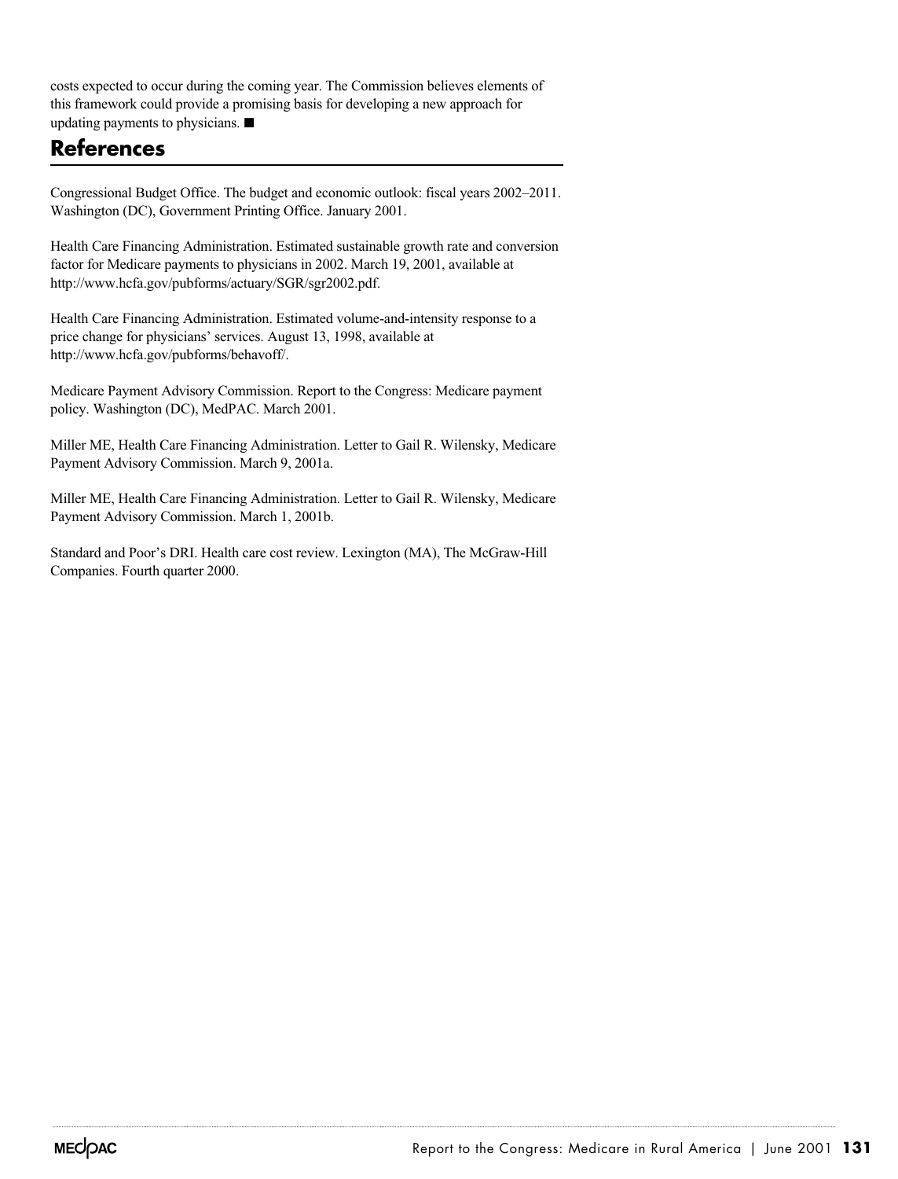costs expected to occur during the coming year. The Commission believes elements of this framework could provide a promising basis for developing a new approach for updating payments to physicians. ■

## References

Congressional Budget Office. The budget and economic outlook: fiscal years 2002–2011. Washington (DC), Government Printing Office. January 2001.

Health Care Financing Administration. Estimated sustainable growth rate and conversion factor for Medicare payments to physicians in 2002. March 19, 2001, available at http://www.hcfa.gov/pubforms/actuary/SGR/sgr2002.pdf.

Health Care Financing Administration. Estimated volume-and-intensity response to a price change for physicians' services. August 13, 1998, available at http://www.hcfa.gov/pubforms/behavoff/.

Medicare Payment Advisory Commission. Report to the Congress: Medicare payment policy. Washington (DC), MedPAC. March 2001.

Miller ME, Health Care Financing Administration. Letter to Gail R. Wilensky, Medicare Payment Advisory Commission. March 9, 2001a.

Miller ME, Health Care Financing Administration. Letter to Gail R. Wilensky, Medicare Payment Advisory Commission. March 1, 2001b.

Standard and Poor's DRI. Health care cost review. Lexington (MA), The McGraw-Hill Companies. Fourth quarter 2000.